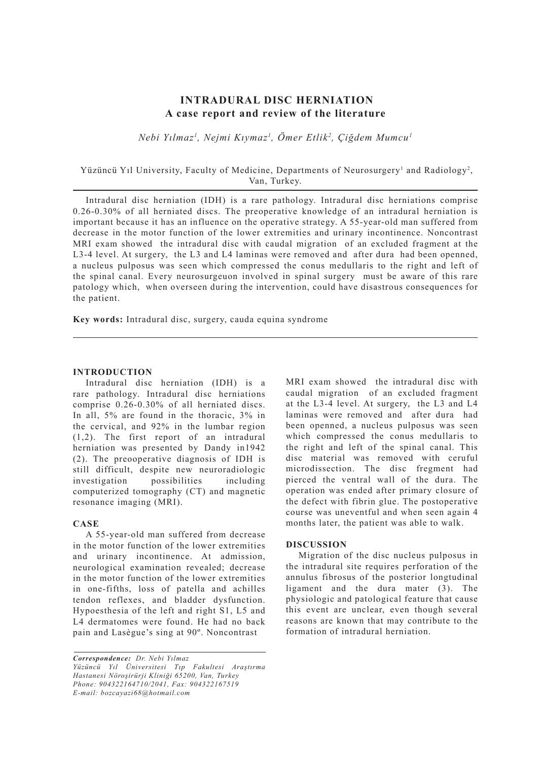# INTRADURAL DISC HERNIATION
## A case report and review of the literature

*Nebi Yılmaz[1], Nejmi Kıymaz[1], Ömer Etlik[2], Çiğdem Mumcu[1]*

Yüzüncü Yıl University, Faculty of Medicine, Departments of Neurosurgery[1] and Radiology[2], Van, Turkey.

Intradural disc herniation (IDH) is a rare pathology. Intradural disc herniations comprise 0.26-0.30% of all herniated discs. The preoperative knowledge of an intradural herniation is important because it has an influence on the operative strategy. A 55-year-old man suffered from decrease in the motor function of the lower extremities and urinary incontinence. Noncontrast MRI exam showed the intradural disc with caudal migration of an excluded fragment at the L3-4 level. At surgery, the L3 and L4 laminas were removed and after dura had been openned, a nucleus pulposus was seen which compressed the conus medullaris to the right and left of the spinal canal. Every neurosurgeuon involved in spinal surgery must be aware of this rare patology which, when overseen during the intervention, could have disastrous consequences for the patient.

**Key words:** Intradural disc, surgery, cauda equina syndrome

### INTRODUCTION

Intradural disc herniation (IDH) is a rare pathology. Intradural disc herniations comprise 0.26-0.30% of all herniated discs. In all, 5% are found in the thoracic, 3% in the cervical, and 92% in the lumbar region (1,2). The first report of an intradural herniation was presented by Dandy in1942 (2). The preooperative diagnosis of IDH is still difficult, despite new neuroradiologic investigation possibilities including computerized tomography (CT) and magnetic resonance imaging (MRI).

### CASE

A 55-year-old man suffered from decrease in the motor function of the lower extremities and urinary incontinence. At admission, neurological examination revealed; decrease in the motor function of the lower extremities in one-fifths, loss of patella and achilles tendon reflexes, and bladder dysfunction. Hypoesthesia of the left and right S1, L5 and L4 dermatomes were found. He had no back pain and Lasègue's sing at 90º. Noncontrast MRI exam showed the intradural disc with caudal migration of an excluded fragment at the L3-4 level. At surgery, the L3 and L4 laminas were removed and after dura had been openned, a nucleus pulposus was seen which compressed the conus medullaris to the right and left of the spinal canal. This disc material was removed with ceruful microdissection. The disc fregment had pierced the ventral wall of the dura. The operation was ended after primary closure of the defect with fibrin glue. The postoperative course was uneventful and when seen again 4 months later, the patient was able to walk.

### DISCUSSION

Migration of the disc nucleus pulposus in the intradural site requires perforation of the annulus fibrosus of the posterior longtudinal ligament and the dura mater (3). The physiologic and patological feature that cause this event are unclear, even though several reasons are known that may contribute to the formation of intradural herniation.

---

***Correspondence:*** *Dr. Nebi Yılmaz*
*Yüzüncü Yıl Üniversitesi Tıp Fakultesi Araştırma Hastanesi Nöroşirürji Kliniği 65200, Van, Turkey*
*Phone: 904322164710/2041, Fax: 904322167519*
*E-mail: bozcayazi68@hotmail.com*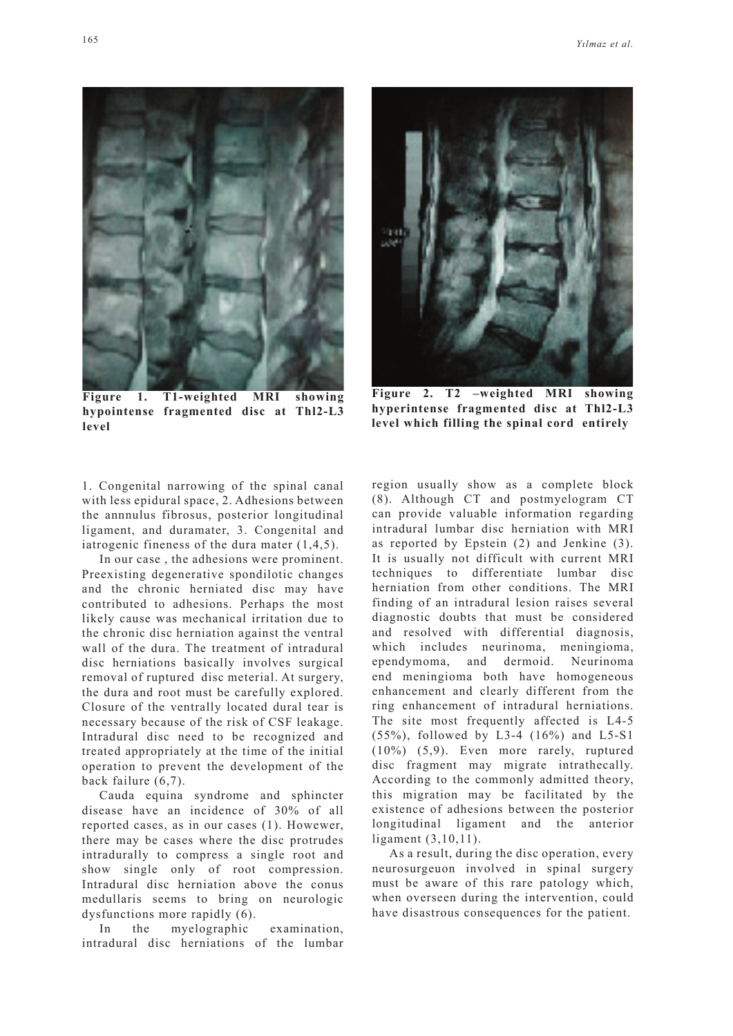**Figure 1. T1-weighted MRI showing hypointense fragmented disc at Thl2-L3 level**

**Figure 2. T2 –weighted MRI showing hyperintense fragmented disc at Thl2-L3 level which filling the spinal cord entirely**

1. Congenital narrowing of the spinal canal with less epidural space, 2. Adhesions between the annnulus fibrosus, posterior longitudinal ligament, and duramater, 3. Congenital and iatrogenic fineness of the dura mater (1,4,5).

In our case , the adhesions were prominent. Preexisting degenerative spondilotic changes and the chronic herniated disc may have contributed to adhesions. Perhaps the most likely cause was mechanical irritation due to the chronic disc herniation against the ventral wall of the dura. The treatment of intradural disc herniations basically involves surgical removal of ruptured disc meterial. At surgery, the dura and root must be carefully explored. Closure of the ventrally located dural tear is necessary because of the risk of CSF leakage. Intradural disc need to be recognized and treated appropriately at the time of the initial operation to prevent the development of the back failure (6,7).

Cauda equina syndrome and sphincter disease have an incidence of 30% of all reported cases, as in our cases (1). However, there may be cases where the disc protrudes intradurally to compress a single root and show single only of root compression. Intradural disc herniation above the conus medullaris seems to bring on neurologic dysfunctions more rapidly (6).

In the myelographic examination, intradural disc herniations of the lumbar region usually show as a complete block (8). Although CT and postmyelogram CT can provide valuable information regarding intradural lumbar disc herniation with MRI as reported by Epstein (2) and Jenkine (3). It is usually not difficult with current MRI techniques to differentiate lumbar disc herniation from other conditions. The MRI finding of an intradural lesion raises several diagnostic doubts that must be considered and resolved with differential diagnosis, which includes neurinoma, meningioma, ependymoma, and dermoid. Neurinoma end meningioma both have homogeneous enhancement and clearly different from the ring enhancement of intradural herniations. The site most frequently affected is L4-5 (55%), followed by L3-4 (16%) and L5-S1 (10%) (5,9). Even more rarely, ruptured disc fragment may migrate intrathecally. According to the commonly admitted theory, this migration may be facilitated by the existence of adhesions between the posterior longitudinal ligament and the anterior ligament (3,10,11).

As a result, during the disc operation, every neurosurgeuon involved in spinal surgery must be aware of this rare patology which, when overseen during the intervention, could have disastrous consequences for the patient.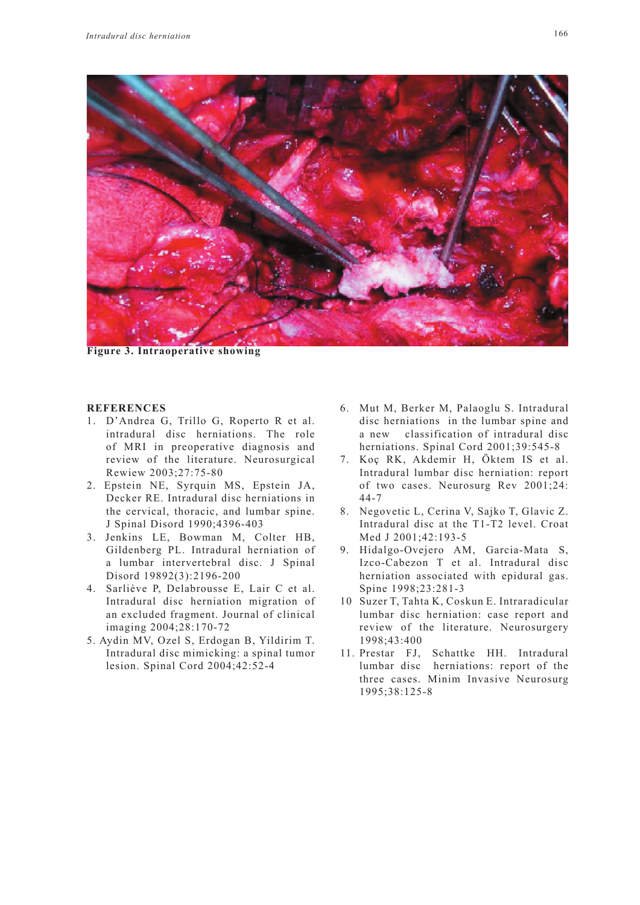Figure 3. Intraoperative showing

## REFERENCES

1. D'Andrea G, Trillo G, Roperto R et al. intradural disc herniations. The role of MRI in preoperative diagnosis and review of the literature. Neurosurgical Rewiew 2003;27:75-80
2. Epstein NE, Syrquin MS, Epstein JA, Decker RE. Intradural disc herniations in the cervical, thoracic, and lumbar spine. J Spinal Disord 1990;4396-403
3. Jenkins LE, Bowman M, Colter HB, Gildenberg PL. Intradural herniation of a lumbar intervertebral disc. J Spinal Disord 19892(3):2196-200
4. Sarliève P, Delabrousse E, Lair C et al. Intradural disc herniation migration of an excluded fragment. Journal of clinical imaging 2004;28:170-72
5. Aydin MV, Ozel S, Erdogan B, Yildirim T. Intradural disc mimicking: a spinal tumor lesion. Spinal Cord 2004;42:52-4
6. Mut M, Berker M, Palaoglu S. Intradural disc herniations in the lumbar spine and a new classification of intradural disc herniations. Spinal Cord 2001;39:545-8
7. Koç RK, Akdemir H, Öktem IS et al. Intradural lumbar disc herniation: report of two cases. Neurosurg Rev 2001;24: 44-7
8. Negovetic L, Cerina V, Sajko T, Glavic Z. Intradural disc at the T1-T2 level. Croat Med J 2001;42:193-5
9. Hidalgo-Ovejero AM, Garcia-Mata S, Izco-Cabezon T et al. Intradural disc herniation associated with epidural gas. Spine 1998;23:281-3
10. Suzer T, Tahta K, Coskun E. Intraradicular lumbar disc herniation: case report and review of the literature. Neurosurgery 1998;43:400
11. Prestar FJ, Schattke HH. Intradural lumbar disc herniations: report of the three cases. Minim Invasive Neurosurg 1995;38:125-8